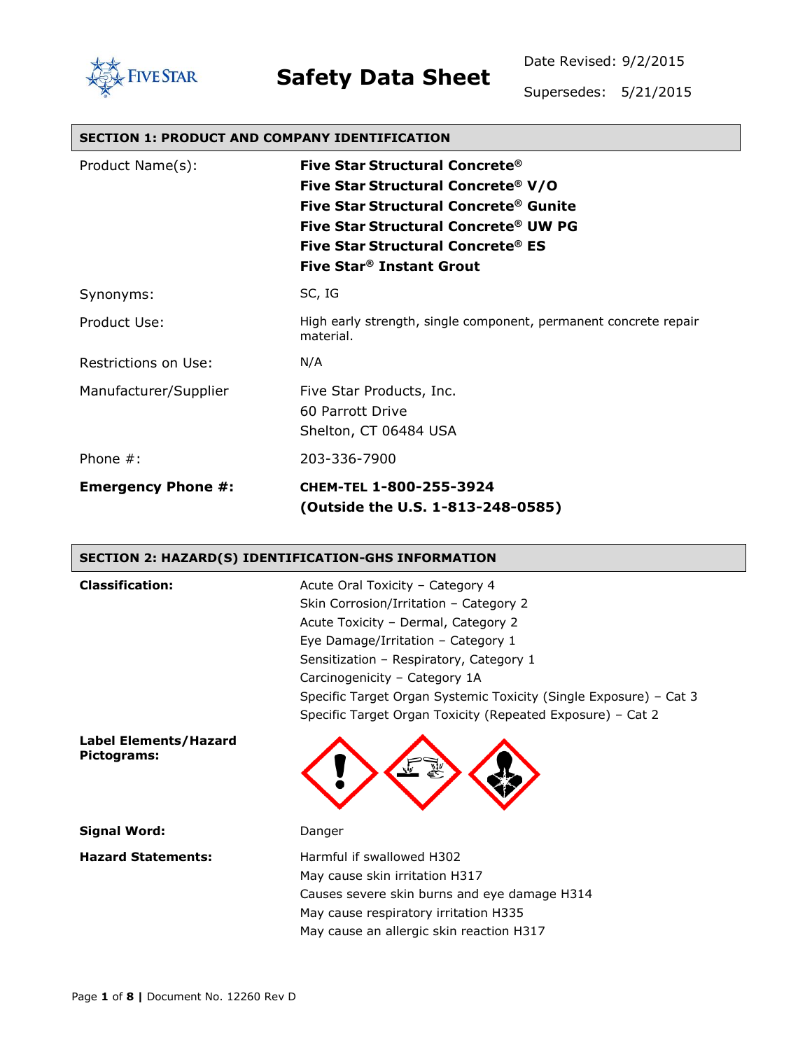FIVE STAR

# Safety Data Sheet

Date Revised: 9/2/2015

Supersedes: 5/21/2015

## SECTION 1: PRODUCT AND COMPANY IDENTIFICATION

| | |
|---|---|
| Product Name(s): | **Five Star Structural Concrete®**<br>**Five Star Structural Concrete® V/O**<br>**Five Star Structural Concrete® Gunite**<br>**Five Star Structural Concrete® UW PG**<br>**Five Star Structural Concrete® ES**<br>**Five Star® Instant Grout** |
| Synonyms: | SC, IG |
| Product Use: | High early strength, single component, permanent concrete repair material. |
| Restrictions on Use: | N/A |
| Manufacturer/Supplier | Five Star Products, Inc.<br>60 Parrott Drive<br>Shelton, CT 06484 USA |
| Phone #: | 203-336-7900 |
| **Emergency Phone #:** | **CHEM-TEL 1-800-255-3924**<br>**(Outside the U.S. 1-813-248-0585)** |

## SECTION 2: HAZARD(S) IDENTIFICATION-GHS INFORMATION

**Classification:**

Acute Oral Toxicity – Category 4
Skin Corrosion/Irritation – Category 2
Acute Toxicity – Dermal, Category 2
Eye Damage/Irritation – Category 1
Sensitization – Respiratory, Category 1
Carcinogenicity – Category 1A
Specific Target Organ Systemic Toxicity (Single Exposure) – Cat 3
Specific Target Organ Toxicity (Repeated Exposure) – Cat 2

**Label Elements/Hazard Pictograms:**

**Signal Word:** Danger

**Hazard Statements:**

Harmful if swallowed H302
May cause skin irritation H317
Causes severe skin burns and eye damage H314
May cause respiratory irritation H335
May cause an allergic skin reaction H317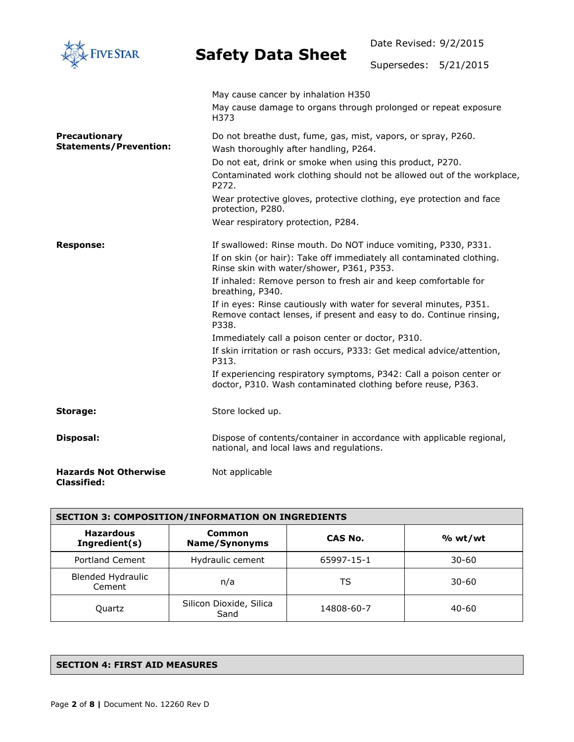May cause cancer by inhalation H350

May cause damage to organs through prolonged or repeat exposure H373

**Precautionary Statements/Prevention:**

Do not breathe dust, fume, gas, mist, vapors, or spray, P260.

Wash thoroughly after handling, P264.

Do not eat, drink or smoke when using this product, P270.

Contaminated work clothing should not be allowed out of the workplace, P272.

Wear protective gloves, protective clothing, eye protection and face protection, P280.

Wear respiratory protection, P284.

**Response:**

If swallowed: Rinse mouth. Do NOT induce vomiting, P330, P331.

If on skin (or hair): Take off immediately all contaminated clothing. Rinse skin with water/shower, P361, P353.

If inhaled: Remove person to fresh air and keep comfortable for breathing, P340.

If in eyes: Rinse cautiously with water for several minutes, P351. Remove contact lenses, if present and easy to do. Continue rinsing, P338.

Immediately call a poison center or doctor, P310.

If skin irritation or rash occurs, P333: Get medical advice/attention, P313.

If experiencing respiratory symptoms, P342: Call a poison center or doctor, P310. Wash contaminated clothing before reuse, P363.

**Storage:**

Store locked up.

**Disposal:**

Dispose of contents/container in accordance with applicable regional, national, and local laws and regulations.

**Hazards Not Otherwise Classified:**

Not applicable

## SECTION 3: COMPOSITION/INFORMATION ON INGREDIENTS

| Hazardous Ingredient(s) | Common Name/Synonyms | CAS No. | % wt/wt |
|---|---|---|---|
| Portland Cement | Hydraulic cement | 65997-15-1 | 30-60 |
| Blended Hydraulic Cement | n/a | TS | 30-60 |
| Quartz | Silicon Dioxide, Silica Sand | 14808-60-7 | 40-60 |

## SECTION 4: FIRST AID MEASURES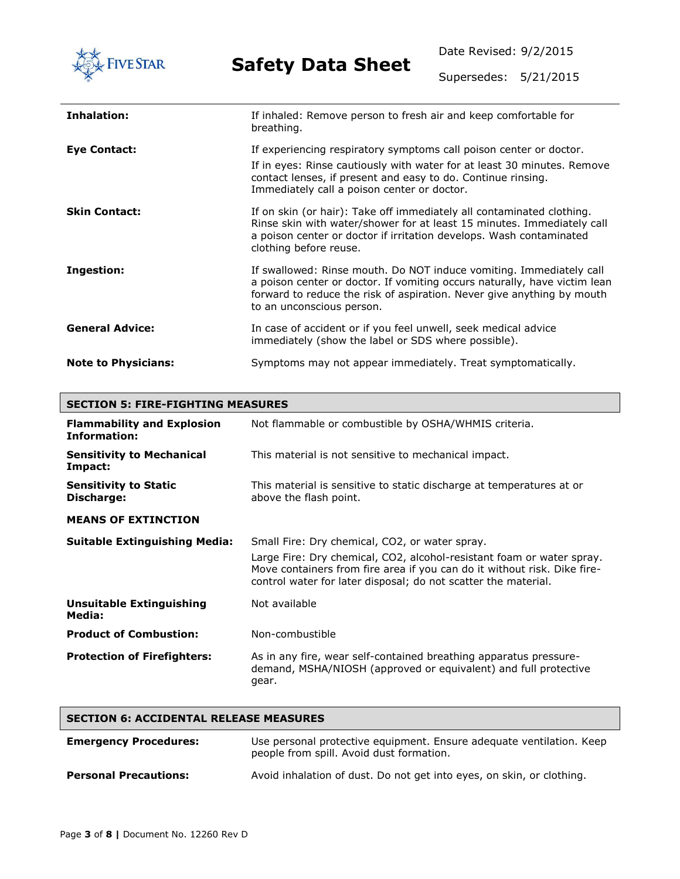| | |
|---|---|
| **Inhalation:** | If inhaled: Remove person to fresh air and keep comfortable for breathing. |
| **Eye Contact:** | If experiencing respiratory symptoms call poison center or doctor.<br>If in eyes: Rinse cautiously with water for at least 30 minutes. Remove contact lenses, if present and easy to do. Continue rinsing. Immediately call a poison center or doctor. |
| **Skin Contact:** | If on skin (or hair): Take off immediately all contaminated clothing. Rinse skin with water/shower for at least 15 minutes. Immediately call a poison center or doctor if irritation develops. Wash contaminated clothing before reuse. |
| **Ingestion:** | If swallowed: Rinse mouth. Do NOT induce vomiting. Immediately call a poison center or doctor. If vomiting occurs naturally, have victim lean forward to reduce the risk of aspiration. Never give anything by mouth to an unconscious person. |
| **General Advice:** | In case of accident or if you feel unwell, seek medical advice immediately (show the label or SDS where possible). |
| **Note to Physicians:** | Symptoms may not appear immediately. Treat symptomatically. |

## SECTION 5: FIRE-FIGHTING MEASURES

| | |
|---|---|
| **Flammability and Explosion Information:** | Not flammable or combustible by OSHA/WHMIS criteria. |
| **Sensitivity to Mechanical Impact:** | This material is not sensitive to mechanical impact. |
| **Sensitivity to Static Discharge:** | This material is sensitive to static discharge at temperatures at or above the flash point. |

**MEANS OF EXTINCTION**

| | |
|---|---|
| **Suitable Extinguishing Media:** | Small Fire: Dry chemical, $CO_2$, or water spray.<br>Large Fire: Dry chemical, $CO_2$, alcohol-resistant foam or water spray. Move containers from fire area if you can do it without risk. Dike fire-control water for later disposal; do not scatter the material. |
| **Unsuitable Extinguishing Media:** | Not available |
| **Product of Combustion:** | Non-combustible |
| **Protection of Firefighters:** | As in any fire, wear self-contained breathing apparatus pressure-demand, MSHA/NIOSH (approved or equivalent) and full protective gear. |

## SECTION 6: ACCIDENTAL RELEASE MEASURES

| | |
|---|---|
| **Emergency Procedures:** | Use personal protective equipment. Ensure adequate ventilation. Keep people from spill. Avoid dust formation. |
| **Personal Precautions:** | Avoid inhalation of dust. Do not get into eyes, on skin, or clothing. |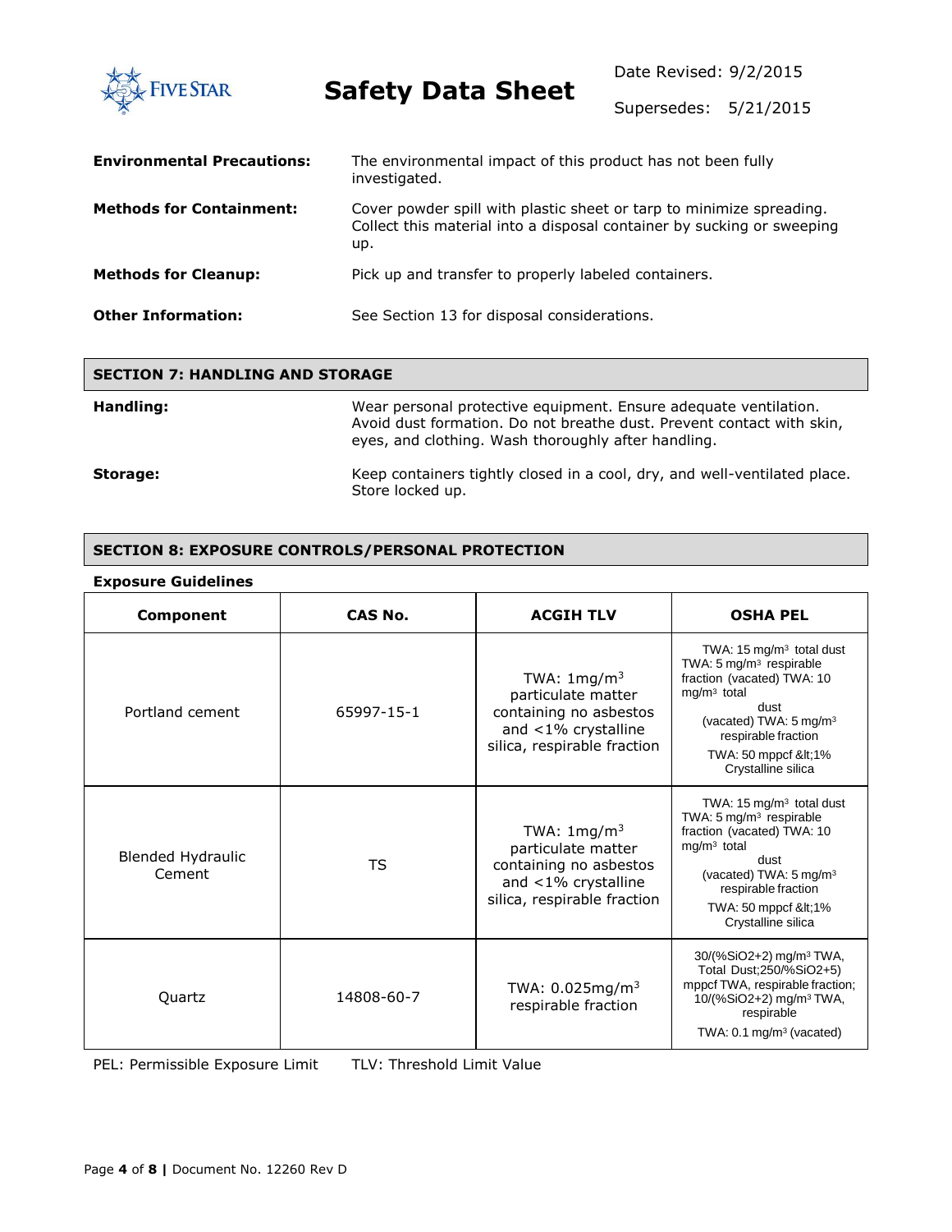**Environmental Precautions:** The environmental impact of this product has not been fully investigated.

**Methods for Containment:** Cover powder spill with plastic sheet or tarp to minimize spreading. Collect this material into a disposal container by sucking or sweeping up.

**Methods for Cleanup:** Pick up and transfer to properly labeled containers.

**Other Information:** See Section 13 for disposal considerations.

## SECTION 7: HANDLING AND STORAGE

**Handling:** Wear personal protective equipment. Ensure adequate ventilation. Avoid dust formation. Do not breathe dust. Prevent contact with skin, eyes, and clothing. Wash thoroughly after handling.

**Storage:** Keep containers tightly closed in a cool, dry, and well-ventilated place. Store locked up.

## SECTION 8: EXPOSURE CONTROLS/PERSONAL PROTECTION

**Exposure Guidelines**

| Component | CAS No. | ACGIH TLV | OSHA PEL |
|---|---|---|---|
| Portland cement | 65997-15-1 | TWA: 1mg/m$^3$ particulate matter containing no asbestos and <1% crystalline silica, respirable fraction | TWA: 15 mg/m$^3$ total dust TWA: 5 mg/m$^3$ respirable fraction (vacated) TWA: 10 mg/m$^3$ total dust (vacated) TWA: 5 mg/m$^3$ respirable fraction TWA: 50 mppcf &lt;1% Crystalline silica |
| Blended Hydraulic Cement | TS | TWA: 1mg/m$^3$ particulate matter containing no asbestos and <1% crystalline silica, respirable fraction | TWA: 15 mg/m$^3$ total dust TWA: 5 mg/m$^3$ respirable fraction (vacated) TWA: 10 mg/m$^3$ total dust (vacated) TWA: 5 mg/m$^3$ respirable fraction TWA: 50 mppcf &lt;1% Crystalline silica |
| Quartz | 14808-60-7 | TWA: 0.025mg/m$^3$ respirable fraction | 30/(%SiO2+2) mg/m$^3$ TWA, Total Dust;250/%SiO2+5) mppcf TWA, respirable fraction; 10/(%SiO2+2) mg/m$^3$ TWA, respirable TWA: 0.1 mg/m$^3$ (vacated) |

PEL: Permissible Exposure Limit TLV: Threshold Limit Value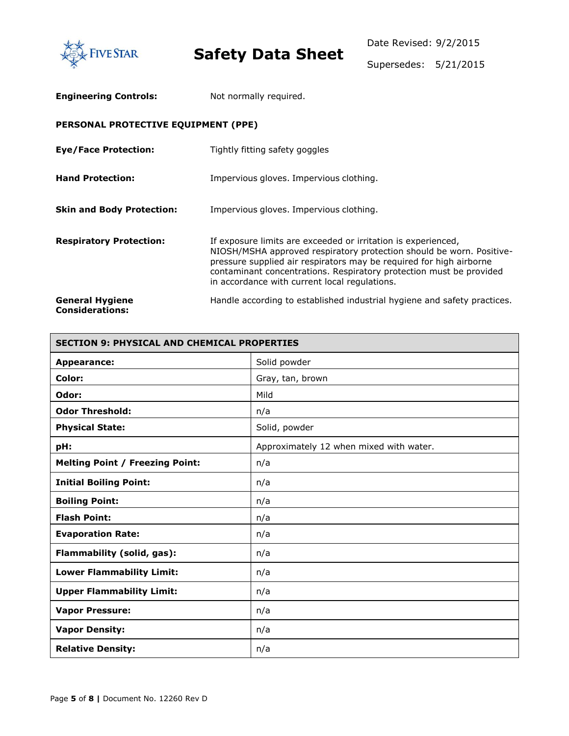**Engineering Controls:** Not normally required.

**PERSONAL PROTECTIVE EQUIPMENT (PPE)**

**Eye/Face Protection:** Tightly fitting safety goggles

**Hand Protection:** Impervious gloves. Impervious clothing.

**Skin and Body Protection:** Impervious gloves. Impervious clothing.

**Respiratory Protection:** If exposure limits are exceeded or irritation is experienced, NIOSH/MSHA approved respiratory protection should be worn. Positive-pressure supplied air respirators may be required for high airborne contaminant concentrations. Respiratory protection must be provided in accordance with current local regulations.

**General Hygiene Considerations:** Handle according to established industrial hygiene and safety practices.

## SECTION 9: PHYSICAL AND CHEMICAL PROPERTIES

| | |
|---|---|
| **Appearance:** | Solid powder |
| **Color:** | Gray, tan, brown |
| **Odor:** | Mild |
| **Odor Threshold:** | n/a |
| **Physical State:** | Solid, powder |
| **pH:** | Approximately 12 when mixed with water. |
| **Melting Point / Freezing Point:** | n/a |
| **Initial Boiling Point:** | n/a |
| **Boiling Point:** | n/a |
| **Flash Point:** | n/a |
| **Evaporation Rate:** | n/a |
| **Flammability (solid, gas):** | n/a |
| **Lower Flammability Limit:** | n/a |
| **Upper Flammability Limit:** | n/a |
| **Vapor Pressure:** | n/a |
| **Vapor Density:** | n/a |
| **Relative Density:** | n/a |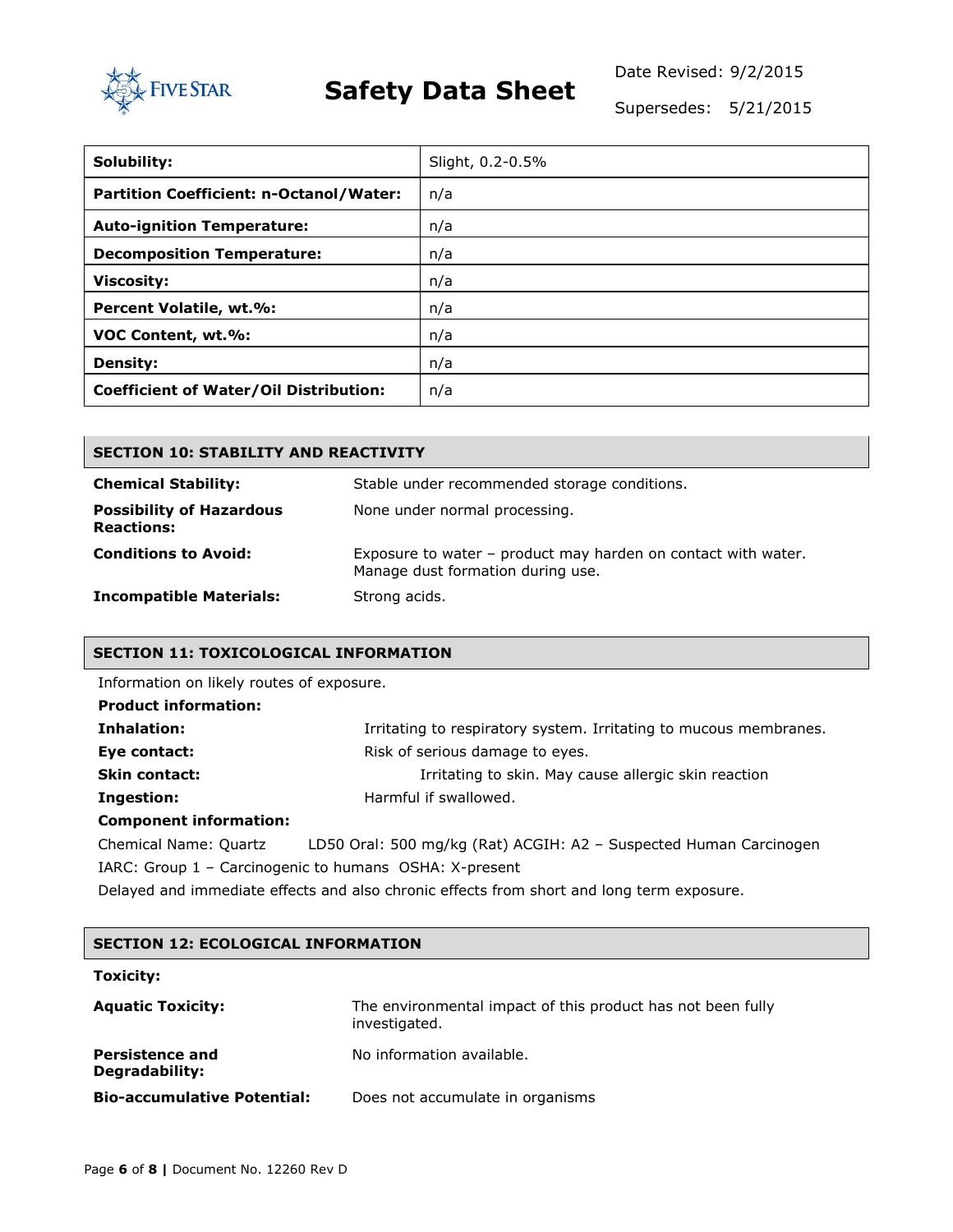| Solubility: | Slight, 0.2-0.5% |
|---|---|
| **Partition Coefficient: n-Octanol/Water:** | n/a |
| **Auto-ignition Temperature:** | n/a |
| **Decomposition Temperature:** | n/a |
| **Viscosity:** | n/a |
| **Percent Volatile, wt.%:** | n/a |
| **VOC Content, wt.%:** | n/a |
| **Density:** | n/a |
| **Coefficient of Water/Oil Distribution:** | n/a |

## SECTION 10: STABILITY AND REACTIVITY

**Chemical Stability:** Stable under recommended storage conditions.

**Possibility of Hazardous Reactions:** None under normal processing.

**Conditions to Avoid:** Exposure to water – product may harden on contact with water. Manage dust formation during use.

**Incompatible Materials:** Strong acids.

## SECTION 11: TOXICOLOGICAL INFORMATION

Information on likely routes of exposure.

**Product information:**

**Inhalation:** Irritating to respiratory system. Irritating to mucous membranes.

**Eye contact:** Risk of serious damage to eyes.

**Skin contact:** Irritating to skin. May cause allergic skin reaction

**Ingestion:** Harmful if swallowed.

**Component information:**

Chemical Name: Quartz LD50 Oral: 500 mg/kg (Rat) ACGIH: A2 – Suspected Human Carcinogen

IARC: Group 1 – Carcinogenic to humans OSHA: X-present

Delayed and immediate effects and also chronic effects from short and long term exposure.

## SECTION 12: ECOLOGICAL INFORMATION

**Toxicity:**

**Aquatic Toxicity:** The environmental impact of this product has not been fully investigated.

**Persistence and Degradability:** No information available.

**Bio-accumulative Potential:** Does not accumulate in organisms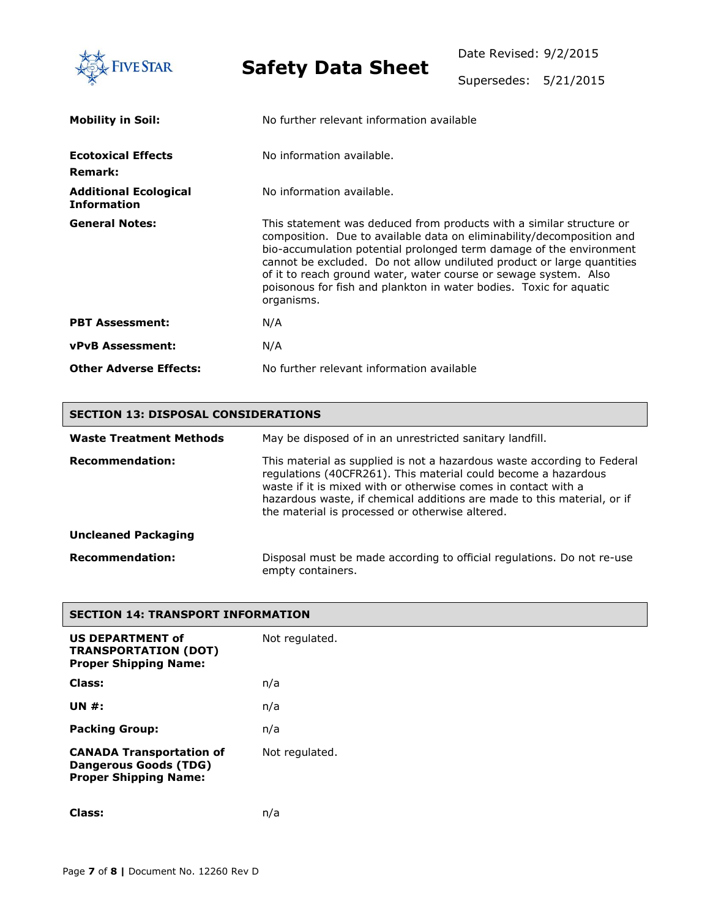| | |
|---|---|
| **Mobility in Soil:** | No further relevant information available |
| **Ecotoxical Effects Remark:** | No information available. |
| **Additional Ecological Information** | No information available. |
| **General Notes:** | This statement was deduced from products with a similar structure or composition. Due to available data on eliminability/decomposition and bio-accumulation potential prolonged term damage of the environment cannot be excluded. Do not allow undiluted product or large quantities of it to reach ground water, water course or sewage system. Also poisonous for fish and plankton in water bodies. Toxic for aquatic organisms. |
| **PBT Assessment:** | N/A |
| **vPvB Assessment:** | N/A |
| **Other Adverse Effects:** | No further relevant information available |

## SECTION 13: DISPOSAL CONSIDERATIONS

| | |
|---|---|
| **Waste Treatment Methods** | May be disposed of in an unrestricted sanitary landfill. |
| **Recommendation:** | This material as supplied is not a hazardous waste according to Federal regulations (40CFR261). This material could become a hazardous waste if it is mixed with or otherwise comes in contact with a hazardous waste, if chemical additions are made to this material, or if the material is processed or otherwise altered. |
| **Uncleaned Packaging** | |
| **Recommendation:** | Disposal must be made according to official regulations. Do not re-use empty containers. |

## SECTION 14: TRANSPORT INFORMATION

| | |
|---|---|
| **US DEPARTMENT of TRANSPORTATION (DOT) Proper Shipping Name:** | Not regulated. |
| **Class:** | n/a |
| **UN #:** | n/a |
| **Packing Group:** | n/a |
| **CANADA Transportation of Dangerous Goods (TDG) Proper Shipping Name:** | Not regulated. |
| **Class:** | n/a |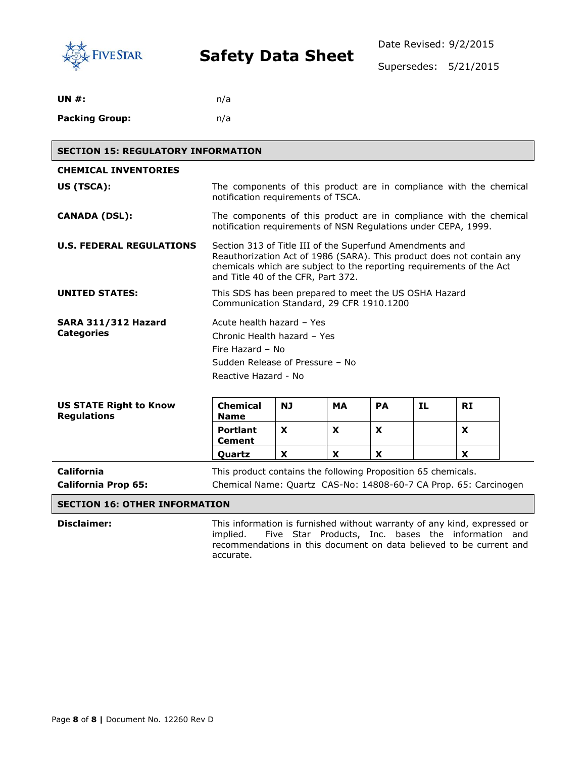**UN #:** n/a

**Packing Group:** n/a

## SECTION 15: REGULATORY INFORMATION

**CHEMICAL INVENTORIES**

**US (TSCA):** The components of this product are in compliance with the chemical notification requirements of TSCA.

**CANADA (DSL):** The components of this product are in compliance with the chemical notification requirements of NSN Regulations under CEPA, 1999.

**U.S. FEDERAL REGULATIONS** Section 313 of Title III of the Superfund Amendments and Reauthorization Act of 1986 (SARA). This product does not contain any chemicals which are subject to the reporting requirements of the Act and Title 40 of the CFR, Part 372.

**UNITED STATES:** This SDS has been prepared to meet the US OSHA Hazard Communication Standard, 29 CFR 1910.1200

**SARA 311/312 Hazard Categories**

Acute health hazard – Yes

Chronic Health hazard – Yes

Fire Hazard – No

Sudden Release of Pressure – No

Reactive Hazard - No

**US STATE Right to Know Regulations**

| Chemical Name | NJ | MA | PA | IL | RI |
|---|---|---|---|---|---|
| Portlant Cement | X | X | X | | X |
| Quartz | X | X | X | | X |

**California**

**California Prop 65:** This product contains the following Proposition 65 chemicals. Chemical Name: Quartz CAS-No: 14808-60-7 CA Prop. 65: Carcinogen

## SECTION 16: OTHER INFORMATION

**Disclaimer:** This information is furnished without warranty of any kind, expressed or implied. Five Star Products, Inc. bases the information and recommendations in this document on data believed to be current and accurate.